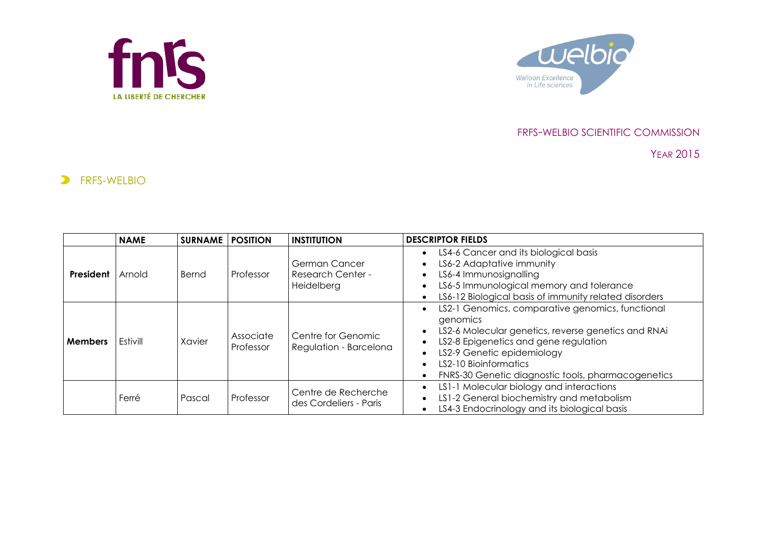FRFS-WELBIO SCIENTIFIC COMMISSION

YEAR 2015

## FRFS-WELBIO

| | NAME | SURNAME | POSITION | INSTITUTION | DESCRIPTOR FIELDS |
|---|---|---|---|---|---|
| **President** | Arnold | Bernd | Professor | German Cancer Research Center - Heidelberg | • LS4-6 Cancer and its biological basis<br>• LS6-2 Adaptative immunity<br>• LS6-4 Immunosignalling<br>• LS6-5 Immunological memory and tolerance<br>• LS6-12 Biological basis of immunity related disorders |
| **Members** | Estivill | Xavier | Associate Professor | Centre for Genomic Regulation - Barcelona | • LS2-1 Genomics, comparative genomics, functional genomics<br>• LS2-6 Molecular genetics, reverse genetics and RNAi<br>• LS2-8 Epigenetics and gene regulation<br>• LS2-9 Genetic epidemiology<br>• LS2-10 Bioinformatics<br>• FNRS-30 Genetic diagnostic tools, pharmacogenetics |
| | Ferré | Pascal | Professor | Centre de Recherche des Cordeliers - Paris | • LS1-1 Molecular biology and interactions<br>• LS1-2 General biochemistry and metabolism<br>• LS4-3 Endocrinology and its biological basis |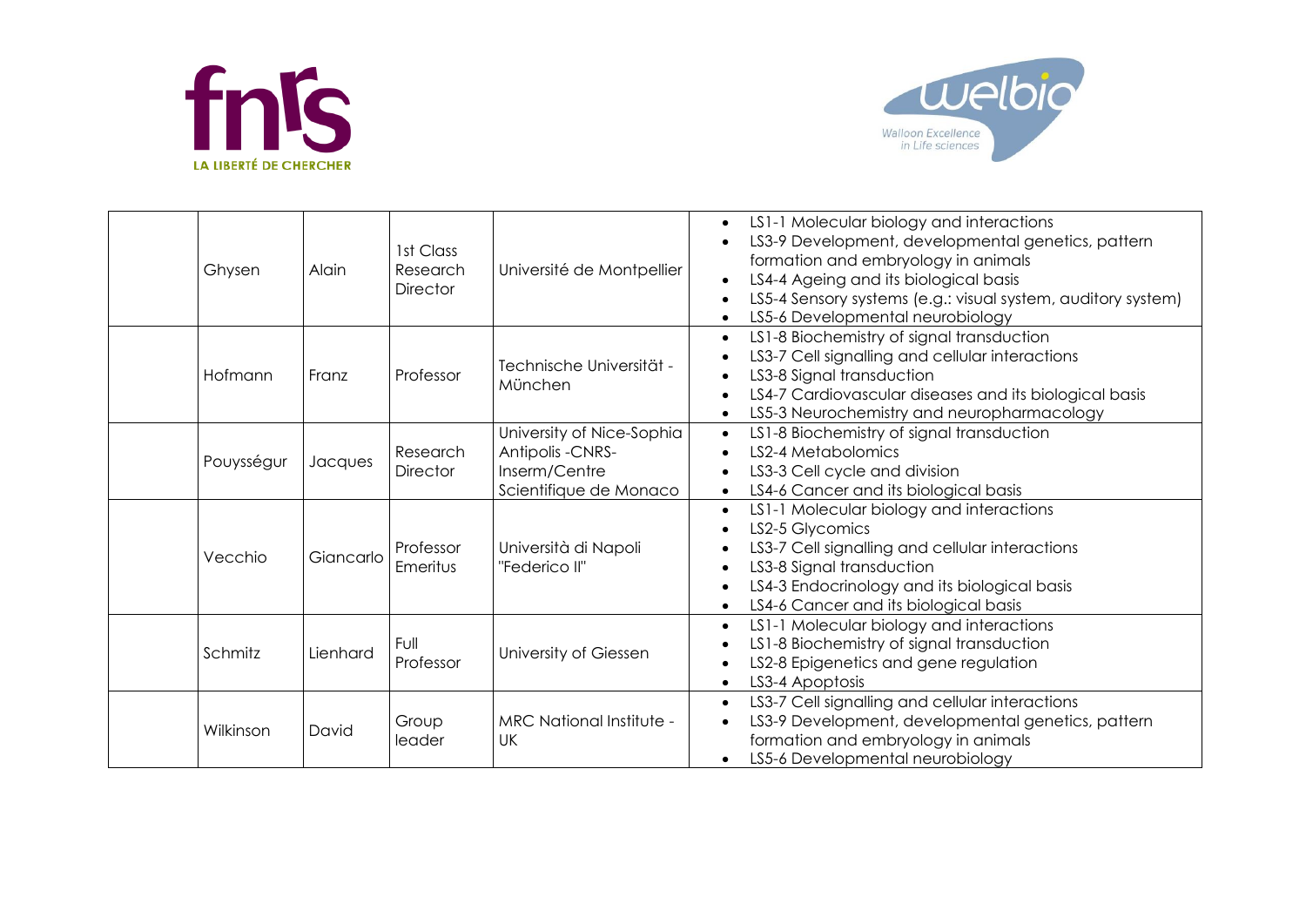| | Ghysen | Alain | 1st Class Research Director | Université de Montpellier | • LS1-1 Molecular biology and interactions<br>• LS3-9 Development, developmental genetics, pattern formation and embryology in animals<br>• LS4-4 Ageing and its biological basis<br>• LS5-4 Sensory systems (e.g.: visual system, auditory system)<br>• LS5-6 Developmental neurobiology |
|---|---|---|---|---|---|
| | Hofmann | Franz | Professor | Technische Universität - München | • LS1-8 Biochemistry of signal transduction<br>• LS3-7 Cell signalling and cellular interactions<br>• LS3-8 Signal transduction<br>• LS4-7 Cardiovascular diseases and its biological basis<br>• LS5-3 Neurochemistry and neuropharmacology |
| | Pouysségur | Jacques | Research Director | University of Nice-Sophia Antipolis -CNRS-Inserm/Centre Scientifique de Monaco | • LS1-8 Biochemistry of signal transduction<br>• LS2-4 Metabolomics<br>• LS3-3 Cell cycle and division<br>• LS4-6 Cancer and its biological basis |
| | Vecchio | Giancarlo | Professor Emeritus | Università di Napoli "Federico II" | • LS1-1 Molecular biology and interactions<br>• LS2-5 Glycomics<br>• LS3-7 Cell signalling and cellular interactions<br>• LS3-8 Signal transduction<br>• LS4-3 Endocrinology and its biological basis<br>• LS4-6 Cancer and its biological basis |
| | Schmitz | Lienhard | Full Professor | University of Giessen | • LS1-1 Molecular biology and interactions<br>• LS1-8 Biochemistry of signal transduction<br>• LS2-8 Epigenetics and gene regulation<br>• LS3-4 Apoptosis |
| | Wilkinson | David | Group leader | MRC National Institute - UK | • LS3-7 Cell signalling and cellular interactions<br>• LS3-9 Development, developmental genetics, pattern formation and embryology in animals<br>• LS5-6 Developmental neurobiology |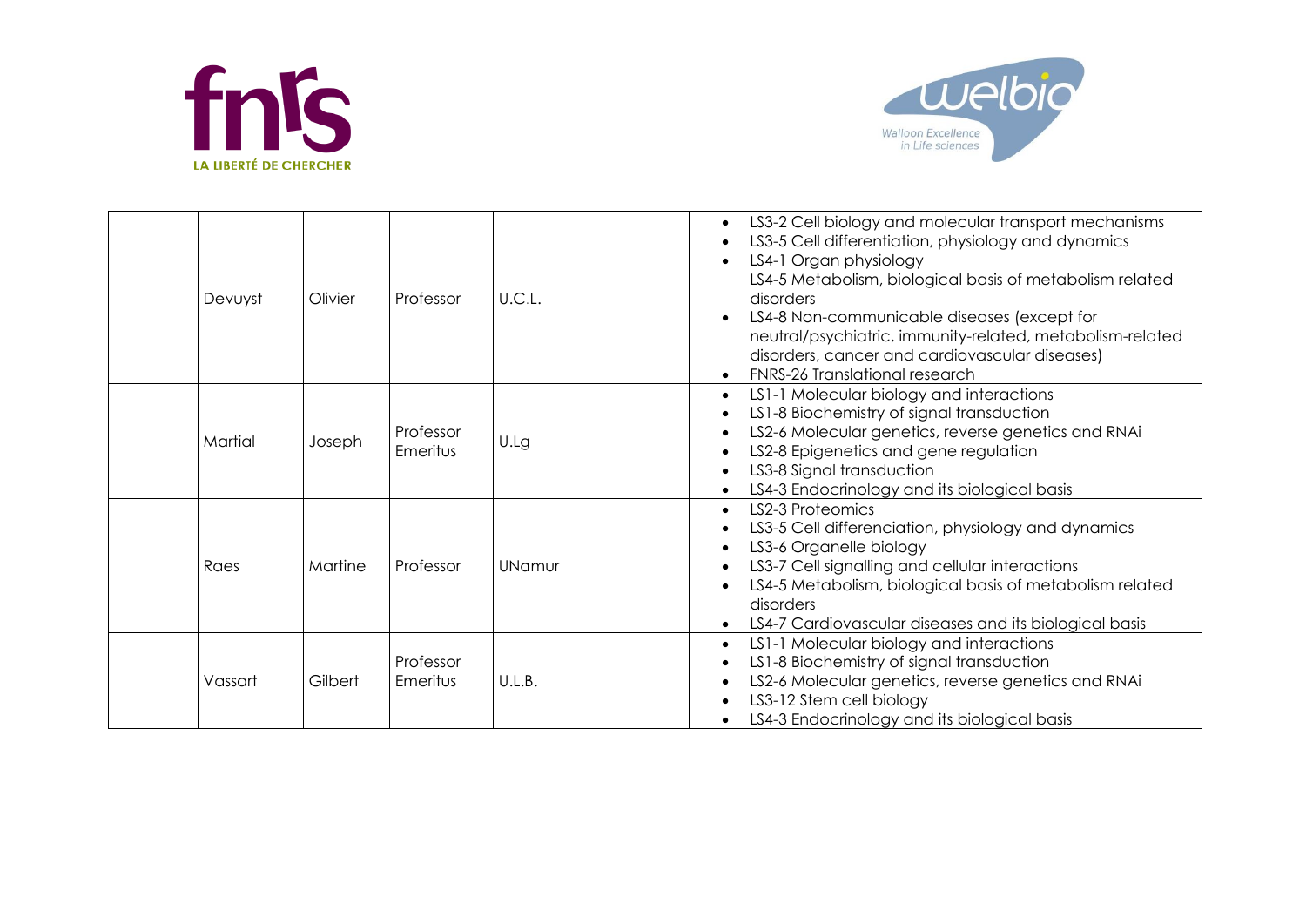| | | | | | |
|---|---|---|---|---|---|
| | Devuyst | Olivier | Professor | U.C.L. | • LS3-2 Cell biology and molecular transport mechanisms<br>• LS3-5 Cell differentiation, physiology and dynamics<br>• LS4-1 Organ physiology<br>LS4-5 Metabolism, biological basis of metabolism related disorders<br>• LS4-8 Non-communicable diseases (except for neutral/psychiatric, immunity-related, metabolism-related disorders, cancer and cardiovascular diseases)<br>• FNRS-26 Translational research |
| | Martial | Joseph | Professor Emeritus | U.Lg | • LS1-1 Molecular biology and interactions<br>• LS1-8 Biochemistry of signal transduction<br>• LS2-6 Molecular genetics, reverse genetics and RNAi<br>• LS2-8 Epigenetics and gene regulation<br>• LS3-8 Signal transduction<br>• LS4-3 Endocrinology and its biological basis |
| | Raes | Martine | Professor | UNamur | • LS2-3 Proteomics<br>• LS3-5 Cell differenciation, physiology and dynamics<br>• LS3-6 Organelle biology<br>• LS3-7 Cell signalling and cellular interactions<br>• LS4-5 Metabolism, biological basis of metabolism related disorders<br>• LS4-7 Cardiovascular diseases and its biological basis |
| | Vassart | Gilbert | Professor Emeritus | U.L.B. | • LS1-1 Molecular biology and interactions<br>• LS1-8 Biochemistry of signal transduction<br>• LS2-6 Molecular genetics, reverse genetics and RNAi<br>• LS3-12 Stem cell biology<br>• LS4-3 Endocrinology and its biological basis |